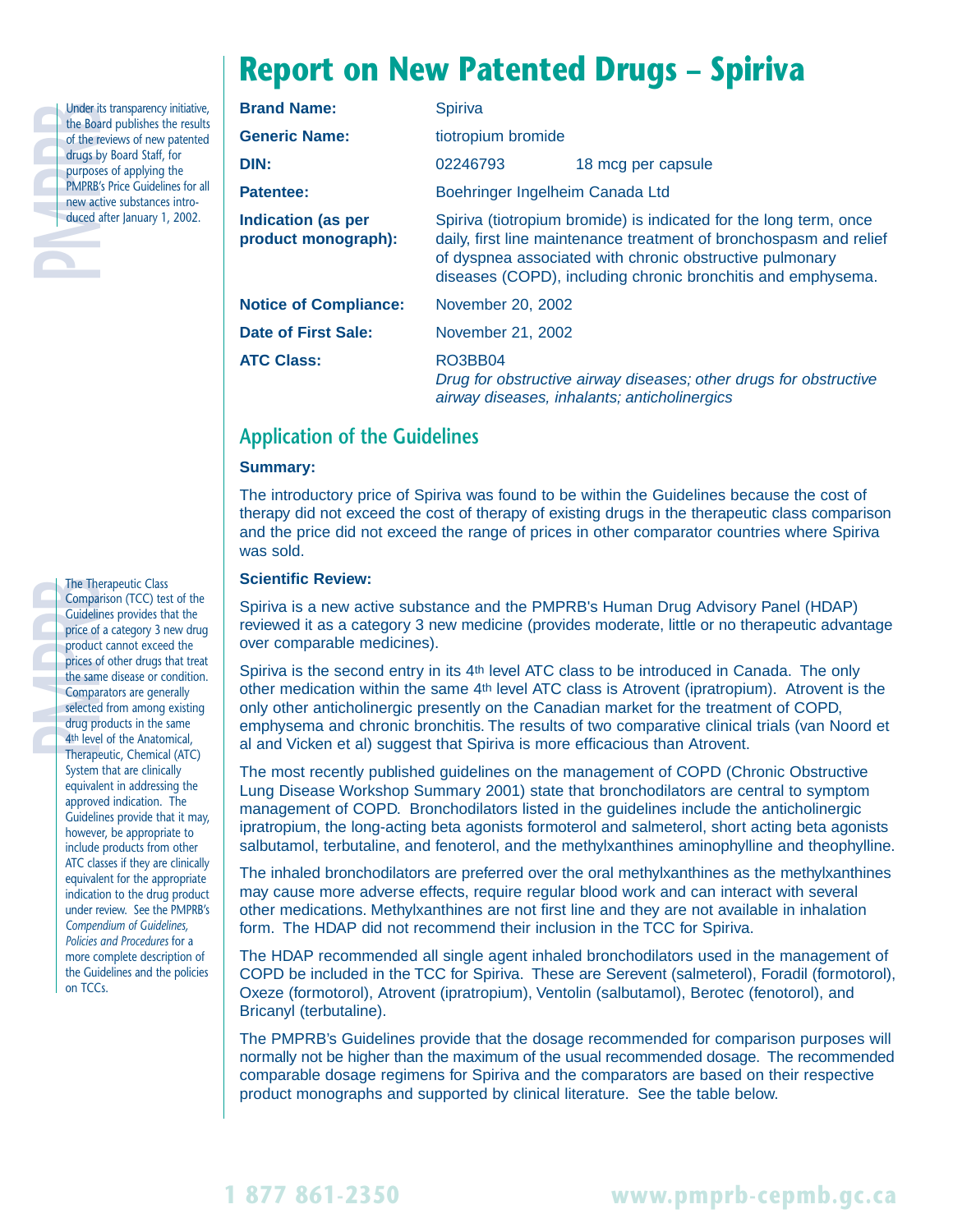# Report on New Patented Drugs – Spiriva

> Under its transparency initiative, the Board publishes the results of the reviews of new patented drugs by Board Staff, for purposes of applying the PMPRB's Price Guidelines for all new active substances introduced after January 1, 2002.

| | | |
|---|---|---|
| **Brand Name:** | Spiriva | |
| **Generic Name:** | tiotropium bromide | |
| **DIN:** | 02246793 | 18 mcg per capsule |
| **Patentee:** | Boehringer Ingelheim Canada Ltd | |
| **Indication (as per product monograph):** | Spiriva (tiotropium bromide) is indicated for the long term, once daily, first line maintenance treatment of bronchospasm and relief of dyspnea associated with chronic obstructive pulmonary diseases (COPD), including chronic bronchitis and emphysema. | |
| **Notice of Compliance:** | November 20, 2002 | |
| **Date of First Sale:** | November 21, 2002 | |
| **ATC Class:** | RO3BB04 *Drug for obstructive airway diseases; other drugs for obstructive airway diseases, inhalants; anticholinergics* | |

## Application of the Guidelines

### Summary:

The introductory price of Spiriva was found to be within the Guidelines because the cost of therapy did not exceed the cost of therapy of existing drugs in the therapeutic class comparison and the price did not exceed the range of prices in other comparator countries where Spiriva was sold.

### Scientific Review:

> The Therapeutic Class Comparison (TCC) test of the Guidelines provides that the price of a category 3 new drug product cannot exceed the prices of other drugs that treat the same disease or condition. Comparators are generally selected from among existing drug products in the same 4th level of the Anatomical, Therapeutic, Chemical (ATC) System that are clinically equivalent in addressing the approved indication. The Guidelines provide that it may, however, be appropriate to include products from other ATC classes if they are clinically equivalent for the appropriate indication to the drug product under review. See the PMPRB's *Compendium of Guidelines, Policies and Procedures* for a more complete description of the Guidelines and the policies on TCCs.

Spiriva is a new active substance and the PMPRB's Human Drug Advisory Panel (HDAP) reviewed it as a category 3 new medicine (provides moderate, little or no therapeutic advantage over comparable medicines).

Spiriva is the second entry in its 4th level ATC class to be introduced in Canada. The only other medication within the same 4th level ATC class is Atrovent (ipratropium). Atrovent is the only other anticholinergic presently on the Canadian market for the treatment of COPD, emphysema and chronic bronchitis. The results of two comparative clinical trials (van Noord et al and Vicken et al) suggest that Spiriva is more efficacious than Atrovent.

The most recently published guidelines on the management of COPD (Chronic Obstructive Lung Disease Workshop Summary 2001) state that bronchodilators are central to symptom management of COPD. Bronchodilators listed in the guidelines include the anticholinergic ipratropium, the long-acting beta agonists formoterol and salmeterol, short acting beta agonists salbutamol, terbutaline, and fenoterol, and the methylxanthines aminophylline and theophylline.

The inhaled bronchodilators are preferred over the oral methylxanthines as the methylxanthines may cause more adverse effects, require regular blood work and can interact with several other medications. Methylxanthines are not first line and they are not available in inhalation form. The HDAP did not recommend their inclusion in the TCC for Spiriva.

The HDAP recommended all single agent inhaled bronchodilators used in the management of COPD be included in the TCC for Spiriva. These are Serevent (salmeterol), Foradil (formotorol), Oxeze (formotorol), Atrovent (ipratropium), Ventolin (salbutamol), Berotec (fenotorol), and Bricanyl (terbutaline).

The PMPRB's Guidelines provide that the dosage recommended for comparison purposes will normally not be higher than the maximum of the usual recommended dosage. The recommended comparable dosage regimens for Spiriva and the comparators are based on their respective product monographs and supported by clinical literature. See the table below.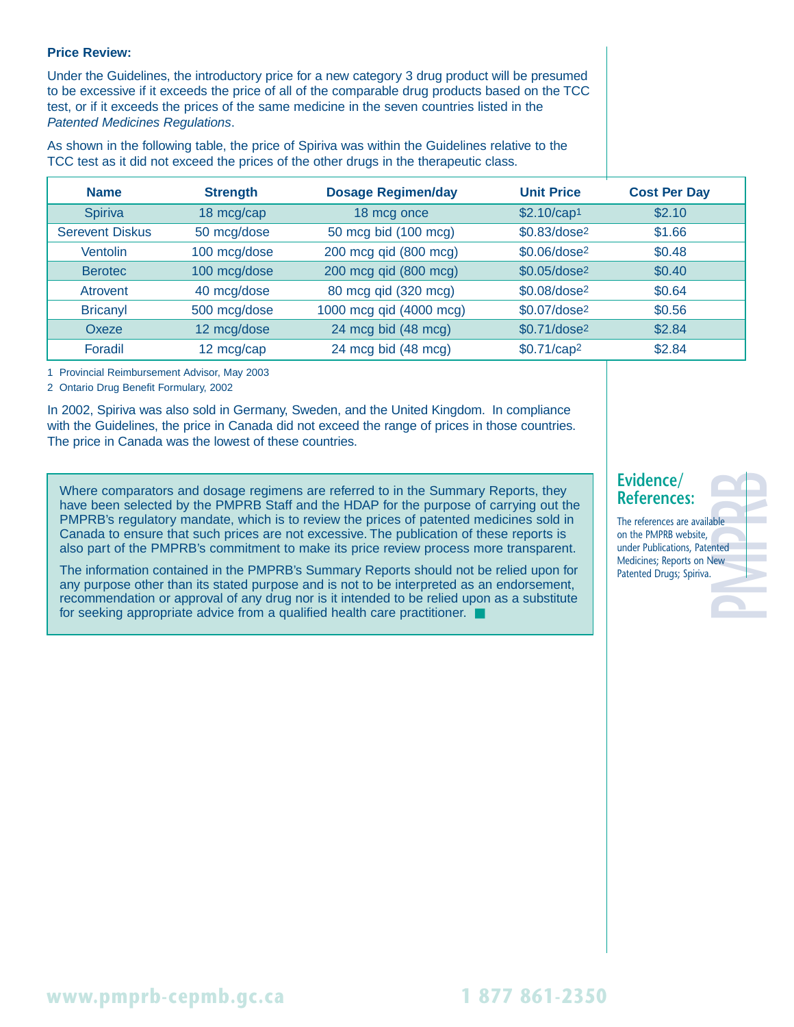**Price Review:**

Under the Guidelines, the introductory price for a new category 3 drug product will be presumed to be excessive if it exceeds the price of all of the comparable drug products based on the TCC test, or if it exceeds the prices of the same medicine in the seven countries listed in the *Patented Medicines Regulations*.

As shown in the following table, the price of Spiriva was within the Guidelines relative to the TCC test as it did not exceed the prices of the other drugs in the therapeutic class.

| Name | Strength | Dosage Regimen/day | Unit Price | Cost Per Day |
|---|---|---|---|---|
| Spiriva | 18 mcg/cap | 18 mcg once | $2.10/cap[1] | $2.10 |
| Serevent Diskus | 50 mcg/dose | 50 mcg bid (100 mcg) | $0.83/dose[2] | $1.66 |
| Ventolin | 100 mcg/dose | 200 mcg qid (800 mcg) | $0.06/dose[2] | $0.48 |
| Berotec | 100 mcg/dose | 200 mcg qid (800 mcg) | $0.05/dose[2] | $0.40 |
| Atrovent | 40 mcg/dose | 80 mcg qid (320 mcg) | $0.08/dose[2] | $0.64 |
| Bricanyl | 500 mcg/dose | 1000 mcg qid (4000 mcg) | $0.07/dose[2] | $0.56 |
| Oxeze | 12 mcg/dose | 24 mcg bid (48 mcg) | $0.71/dose[2] | $2.84 |
| Foradil | 12 mcg/cap | 24 mcg bid (48 mcg) | $0.71/cap[2] | $2.84 |

1 Provincial Reimbursement Advisor, May 2003

2 Ontario Drug Benefit Formulary, 2002

In 2002, Spiriva was also sold in Germany, Sweden, and the United Kingdom. In compliance with the Guidelines, the price in Canada did not exceed the range of prices in those countries. The price in Canada was the lowest of these countries.

Where comparators and dosage regimens are referred to in the Summary Reports, they have been selected by the PMPRB Staff and the HDAP for the purpose of carrying out the PMPRB's regulatory mandate, which is to review the prices of patented medicines sold in Canada to ensure that such prices are not excessive. The publication of these reports is also part of the PMPRB's commitment to make its price review process more transparent.

The information contained in the PMPRB's Summary Reports should not be relied upon for any purpose other than its stated purpose and is not to be interpreted as an endorsement, recommendation or approval of any drug nor is it intended to be relied upon as a substitute for seeking appropriate advice from a qualified health care practitioner. ■

## Evidence/ References:

The references are available on the PMPRB website, under Publications, Patented Medicines; Reports on New Patented Drugs; Spiriva.

www.pmprb-cepmb.gc.ca

1 877 861-2350